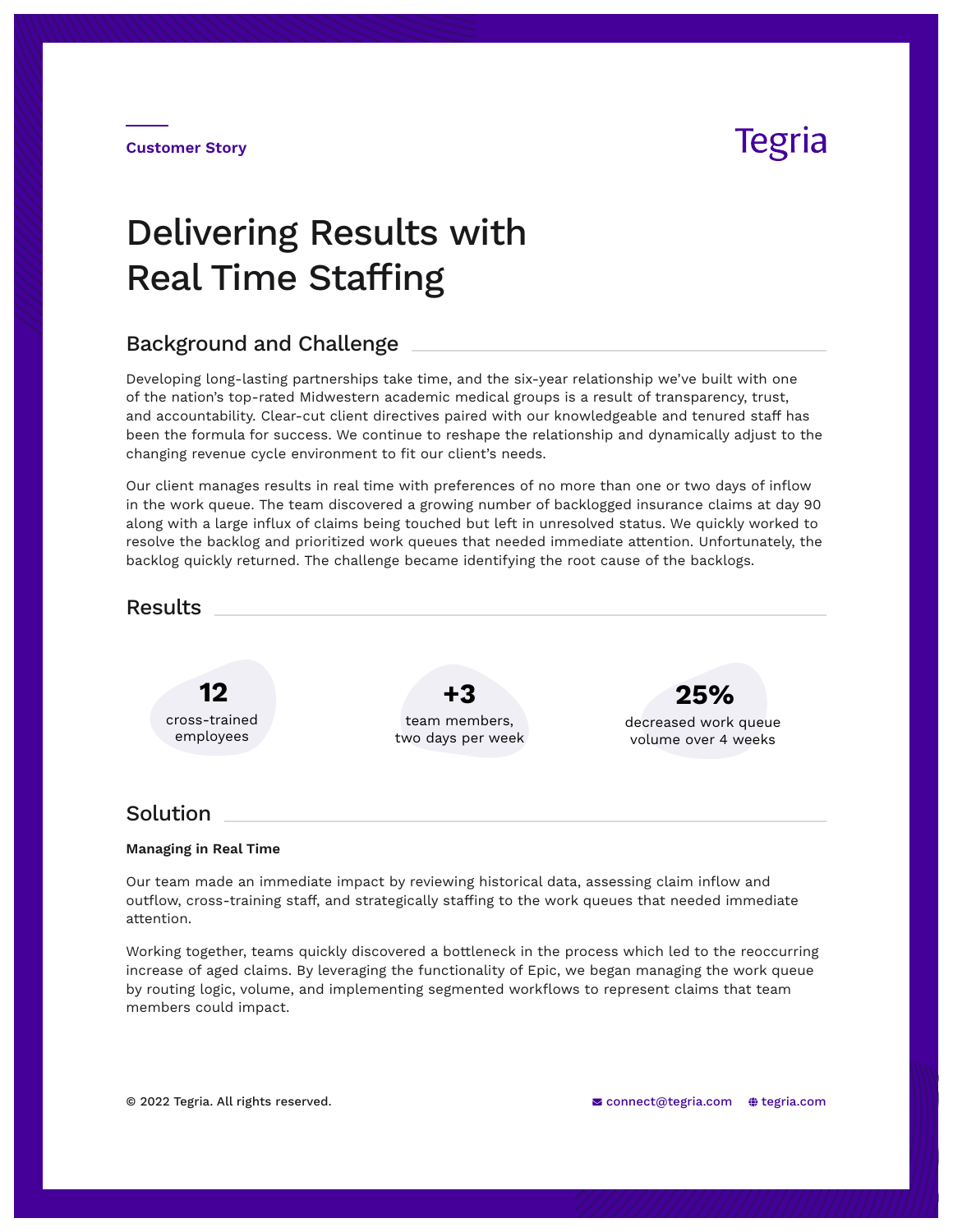Customer Story

Tegria

# Delivering Results with Real Time Staffing

## Background and Challenge

Developing long-lasting partnerships take time, and the six-year relationship we've built with one of the nation's top-rated Midwestern academic medical groups is a result of transparency, trust, and accountability. Clear-cut client directives paired with our knowledgeable and tenured staff has been the formula for success. We continue to reshape the relationship and dynamically adjust to the changing revenue cycle environment to fit our client's needs.

Our client manages results in real time with preferences of no more than one or two days of inflow in the work queue. The team discovered a growing number of backlogged insurance claims at day 90 along with a large influx of claims being touched but left in unresolved status. We quickly worked to resolve the backlog and prioritized work queues that needed immediate attention. Unfortunately, the backlog quickly returned. The challenge became identifying the root cause of the backlogs.

## Results

**12**
cross-trained employees

**+3**
team members, two days per week

**25%**
decreased work queue volume over 4 weeks

## Solution

**Managing in Real Time**

Our team made an immediate impact by reviewing historical data, assessing claim inflow and outflow, cross-training staff, and strategically staffing to the work queues that needed immediate attention.

Working together, teams quickly discovered a bottleneck in the process which led to the reoccurring increase of aged claims. By leveraging the functionality of Epic, we began managing the work queue by routing logic, volume, and implementing segmented workflows to represent claims that team members could impact.

© 2022 Tegria. All rights reserved.

connect@tegria.com tegria.com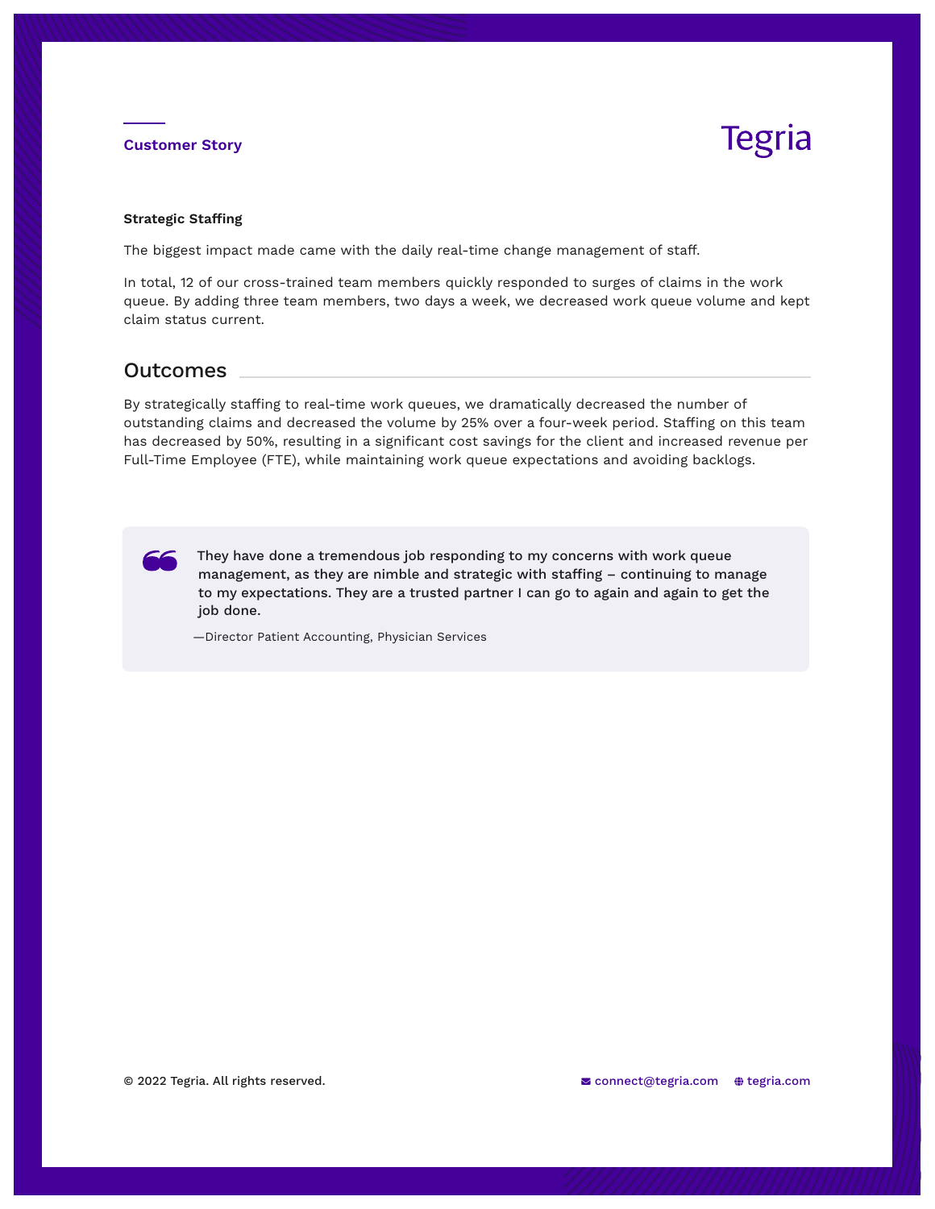**Strategic Staffing**

The biggest impact made came with the daily real-time change management of staff.

In total, 12 of our cross-trained team members quickly responded to surges of claims in the work queue. By adding three team members, two days a week, we decreased work queue volume and kept claim status current.

## Outcomes

By strategically staffing to real-time work queues, we dramatically decreased the number of outstanding claims and decreased the volume by 25% over a four-week period. Staffing on this team has decreased by 50%, resulting in a significant cost savings for the client and increased revenue per Full-Time Employee (FTE), while maintaining work queue expectations and avoiding backlogs.

> **They have done a tremendous job responding to my concerns with work queue management, as they are nimble and strategic with staffing – continuing to manage to my expectations. They are a trusted partner I can go to again and again to get the job done.**
>
> —Director Patient Accounting, Physician Services

© 2022 Tegria. All rights reserved.

connect@tegria.com tegria.com